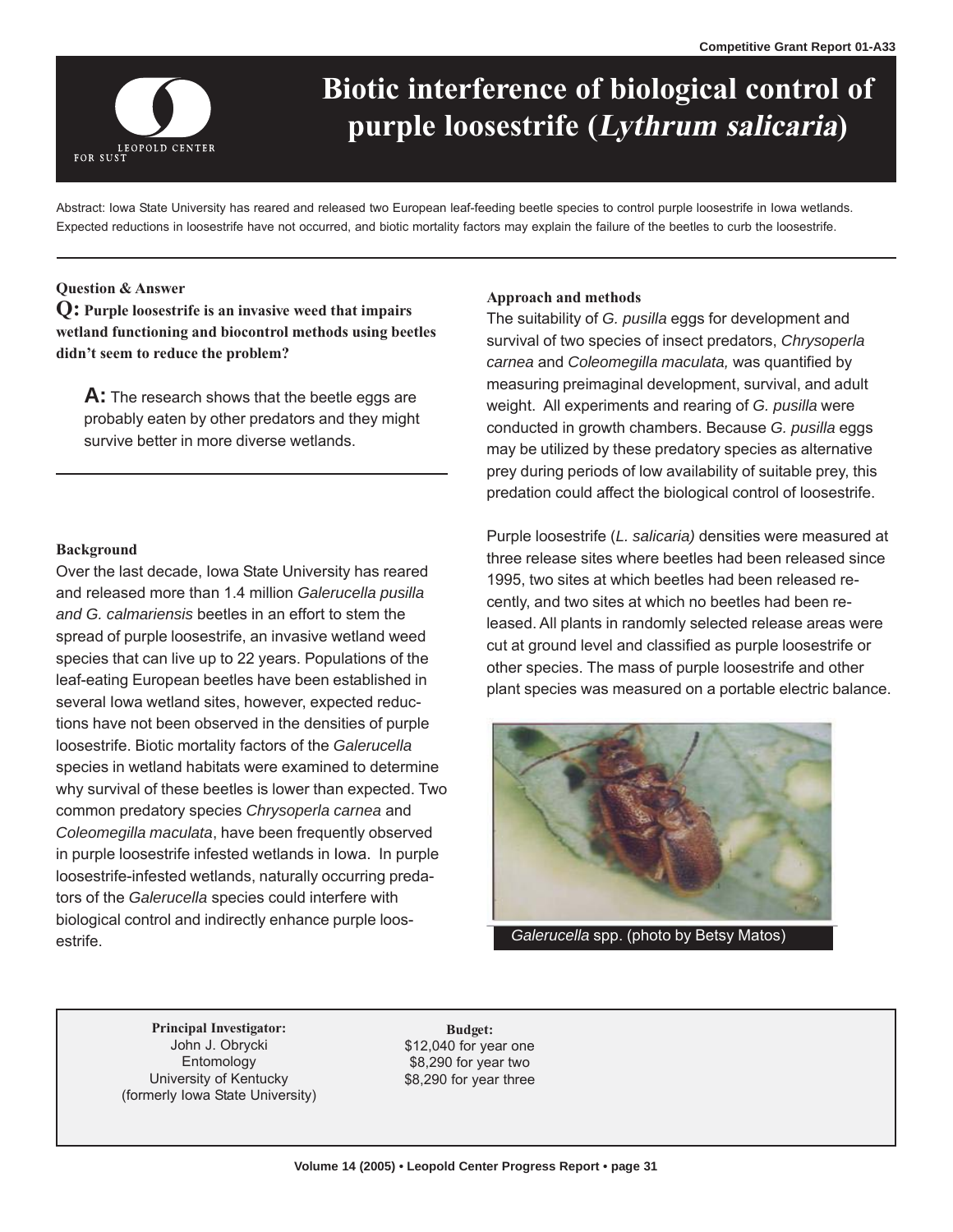Competitive Grant Report 01-A33

# Biotic interference of biological control of purple loosestrife (*Lythrum salicaria*)

Abstract: Iowa State University has reared and released two European leaf-feeding beetle species to control purple loosestrife in Iowa wetlands. Expected reductions in loosestrife have not occurred, and biotic mortality factors may explain the failure of the beetles to curb the loosestrife.

## Question & Answer

**Q: Purple loosestrife is an invasive weed that impairs wetland functioning and biocontrol methods using beetles didn't seem to reduce the problem?**

**A:** The research shows that the beetle eggs are probably eaten by other predators and they might survive better in more diverse wetlands.

## Background

Over the last decade, Iowa State University has reared and released more than 1.4 million *Galerucella pusilla and G. calmariensis* beetles in an effort to stem the spread of purple loosestrife, an invasive wetland weed species that can live up to 22 years. Populations of the leaf-eating European beetles have been established in several Iowa wetland sites, however, expected reductions have not been observed in the densities of purple loosestrife. Biotic mortality factors of the *Galerucella* species in wetland habitats were examined to determine why survival of these beetles is lower than expected. Two common predatory species *Chrysoperla carnea* and *Coleomegilla maculata*, have been frequently observed in purple loosestrife infested wetlands in Iowa. In purple loosestrife-infested wetlands, naturally occurring predators of the *Galerucella* species could interfere with biological control and indirectly enhance purple loosestrife.

## Approach and methods

The suitability of *G. pusilla* eggs for development and survival of two species of insect predators, *Chrysoperla carnea* and *Coleomegilla maculata,* was quantified by measuring preimaginal development, survival, and adult weight. All experiments and rearing of *G. pusilla* were conducted in growth chambers. Because *G. pusilla* eggs may be utilized by these predatory species as alternative prey during periods of low availability of suitable prey, this predation could affect the biological control of loosestrife.

Purple loosestrife (*L. salicaria)* densities were measured at three release sites where beetles had been released since 1995, two sites at which beetles had been released recently, and two sites at which no beetles had been released. All plants in randomly selected release areas were cut at ground level and classified as purple loosestrife or other species. The mass of purple loosestrife and other plant species was measured on a portable electric balance.

*Galerucella* spp. (photo by Betsy Matos)

**Principal Investigator:**
John J. Obrycki
Entomology
University of Kentucky
(formerly Iowa State University)

**Budget:**
$12,040 for year one
$8,290 for year two
$8,290 for year three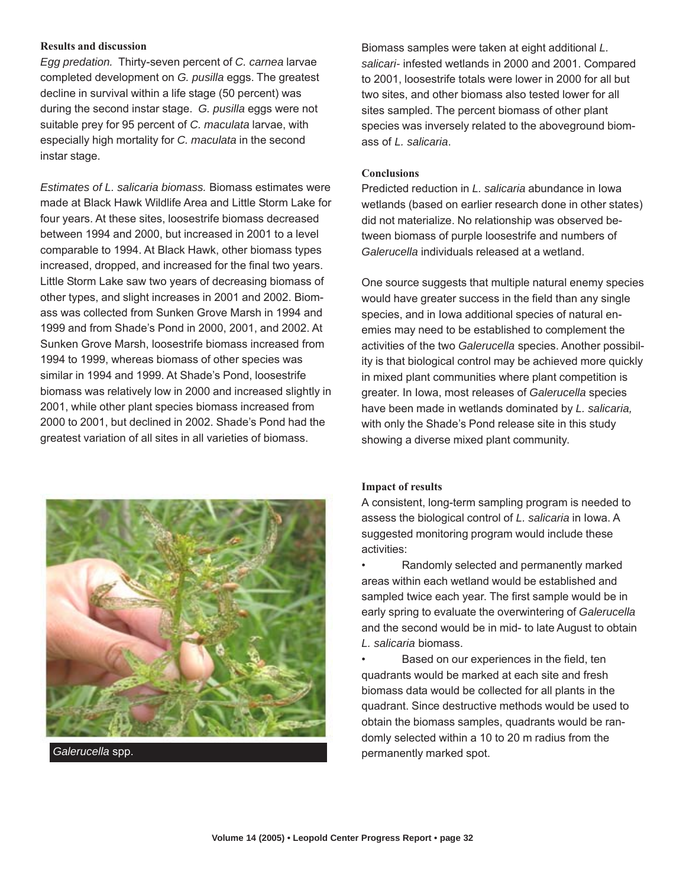### Results and discussion

*Egg predation.* Thirty-seven percent of *C. carnea* larvae completed development on *G. pusilla* eggs. The greatest decline in survival within a life stage (50 percent) was during the second instar stage. *G. pusilla* eggs were not suitable prey for 95 percent of *C. maculata* larvae, with especially high mortality for *C. maculata* in the second instar stage.

*Estimates of L. salicaria biomass.* Biomass estimates were made at Black Hawk Wildlife Area and Little Storm Lake for four years. At these sites, loosestrife biomass decreased between 1994 and 2000, but increased in 2001 to a level comparable to 1994. At Black Hawk, other biomass types increased, dropped, and increased for the final two years. Little Storm Lake saw two years of decreasing biomass of other types, and slight increases in 2001 and 2002. Biomass was collected from Sunken Grove Marsh in 1994 and 1999 and from Shade's Pond in 2000, 2001, and 2002. At Sunken Grove Marsh, loosestrife biomass increased from 1994 to 1999, whereas biomass of other species was similar in 1994 and 1999. At Shade's Pond, loosestrife biomass was relatively low in 2000 and increased slightly in 2001, while other plant species biomass increased from 2000 to 2001, but declined in 2002. Shade's Pond had the greatest variation of all sites in all varieties of biomass.

*Galerucella* spp.

Biomass samples were taken at eight additional *L. salicari-* infested wetlands in 2000 and 2001. Compared to 2001, loosestrife totals were lower in 2000 for all but two sites, and other biomass also tested lower for all sites sampled. The percent biomass of other plant species was inversely related to the aboveground biomass of *L. salicaria*.

### Conclusions

Predicted reduction in *L. salicaria* abundance in Iowa wetlands (based on earlier research done in other states) did not materialize. No relationship was observed between biomass of purple loosestrife and numbers of *Galerucella* individuals released at a wetland.

One source suggests that multiple natural enemy species would have greater success in the field than any single species, and in Iowa additional species of natural enemies may need to be established to complement the activities of the two *Galerucella* species. Another possibility is that biological control may be achieved more quickly in mixed plant communities where plant competition is greater. In Iowa, most releases of *Galerucella* species have been made in wetlands dominated by *L. salicaria,* with only the Shade's Pond release site in this study showing a diverse mixed plant community.

### Impact of results

A consistent, long-term sampling program is needed to assess the biological control of *L. salicaria* in Iowa. A suggested monitoring program would include these activities:

- Randomly selected and permanently marked areas within each wetland would be established and sampled twice each year. The first sample would be in early spring to evaluate the overwintering of *Galerucella* and the second would be in mid- to late August to obtain *L. salicaria* biomass.
- Based on our experiences in the field, ten quadrants would be marked at each site and fresh biomass data would be collected for all plants in the quadrant. Since destructive methods would be used to obtain the biomass samples, quadrants would be randomly selected within a 10 to 20 m radius from the permanently marked spot.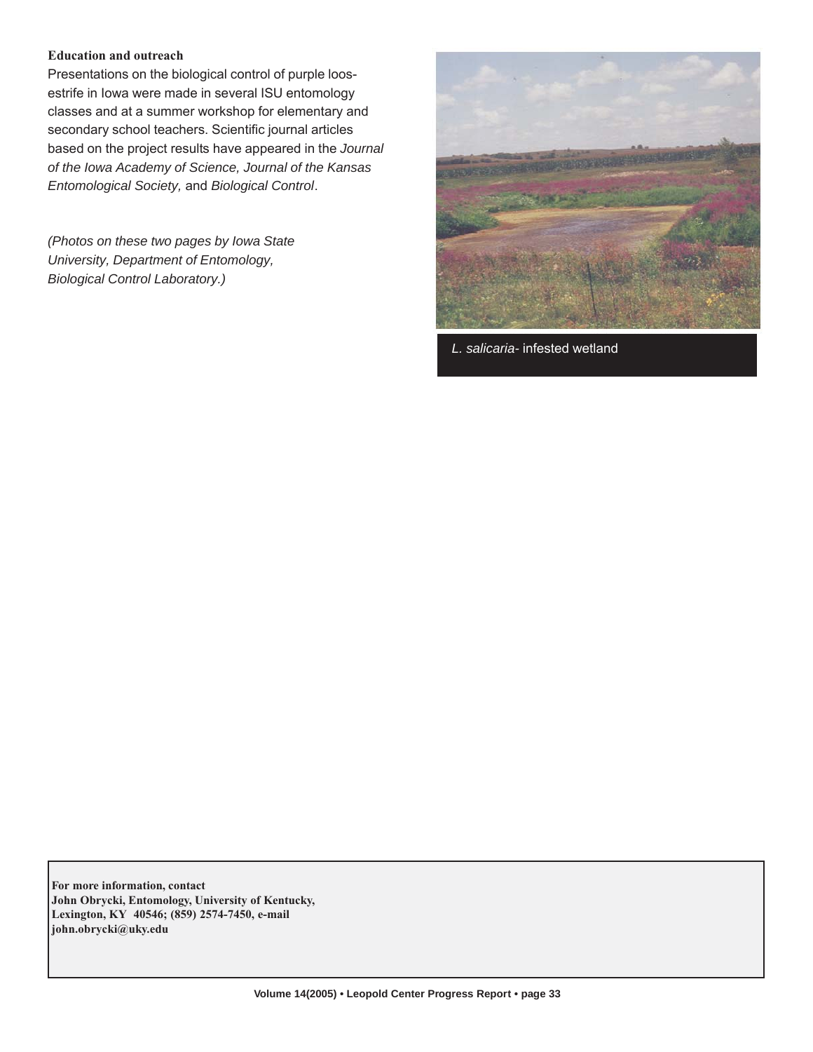**Education and outreach**

Presentations on the biological control of purple loosestrife in Iowa were made in several ISU entomology classes and at a summer workshop for elementary and secondary school teachers. Scientific journal articles based on the project results have appeared in the *Journal of the Iowa Academy of Science, Journal of the Kansas Entomological Society,* and *Biological Control*.

*(Photos on these two pages by Iowa State University, Department of Entomology, Biological Control Laboratory.)*

*L. salicaria*- infested wetland

**For more information, contact**
**John Obrycki, Entomology, University of Kentucky, Lexington, KY 40546; (859) 2574-7450, e-mail john.obrycki@uky.edu**